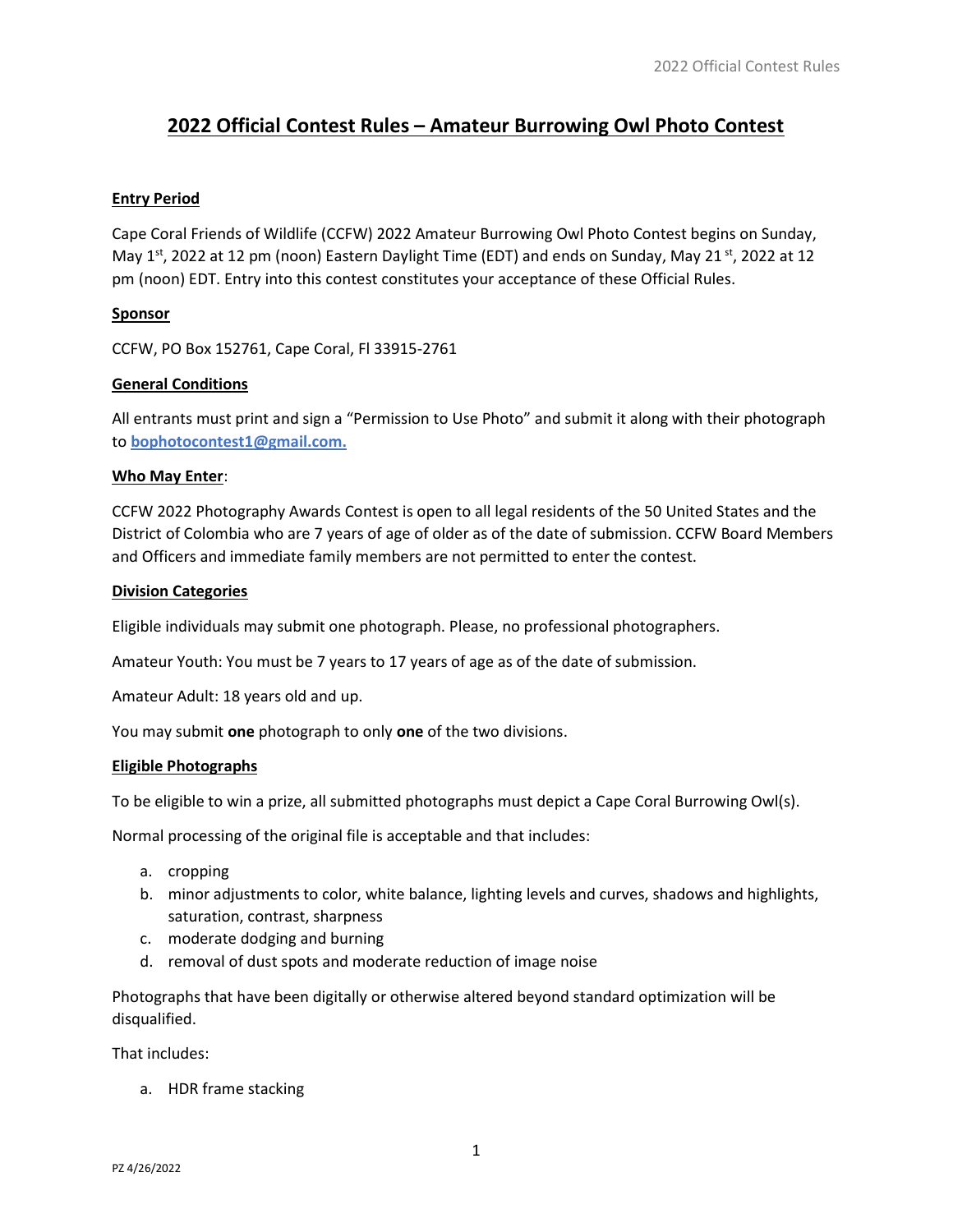# 2022 Official Contest Rules – Amateur Burrowing Owl Photo Contest

**Entry Period**

Cape Coral Friends of Wildlife (CCFW) 2022 Amateur Burrowing Owl Photo Contest begins on Sunday, May 1st, 2022 at 12 pm (noon) Eastern Daylight Time (EDT) and ends on Sunday, May 21st, 2022 at 12 pm (noon) EDT. Entry into this contest constitutes your acceptance of these Official Rules.

**Sponsor**

CCFW, PO Box 152761, Cape Coral, Fl 33915-2761

**General Conditions**

All entrants must print and sign a "Permission to Use Photo" and submit it along with their photograph to **bophotocontest1@gmail.com.**

**Who May Enter**:

CCFW 2022 Photography Awards Contest is open to all legal residents of the 50 United States and the District of Colombia who are 7 years of age of older as of the date of submission. CCFW Board Members and Officers and immediate family members are not permitted to enter the contest.

**Division Categories**

Eligible individuals may submit one photograph. Please, no professional photographers.

Amateur Youth: You must be 7 years to 17 years of age as of the date of submission.

Amateur Adult: 18 years old and up.

You may submit **one** photograph to only **one** of the two divisions.

**Eligible Photographs**

To be eligible to win a prize, all submitted photographs must depict a Cape Coral Burrowing Owl(s).

Normal processing of the original file is acceptable and that includes:

a. cropping
b. minor adjustments to color, white balance, lighting levels and curves, shadows and highlights, saturation, contrast, sharpness
c. moderate dodging and burning
d. removal of dust spots and moderate reduction of image noise

Photographs that have been digitally or otherwise altered beyond standard optimization will be disqualified.

That includes:

a. HDR frame stacking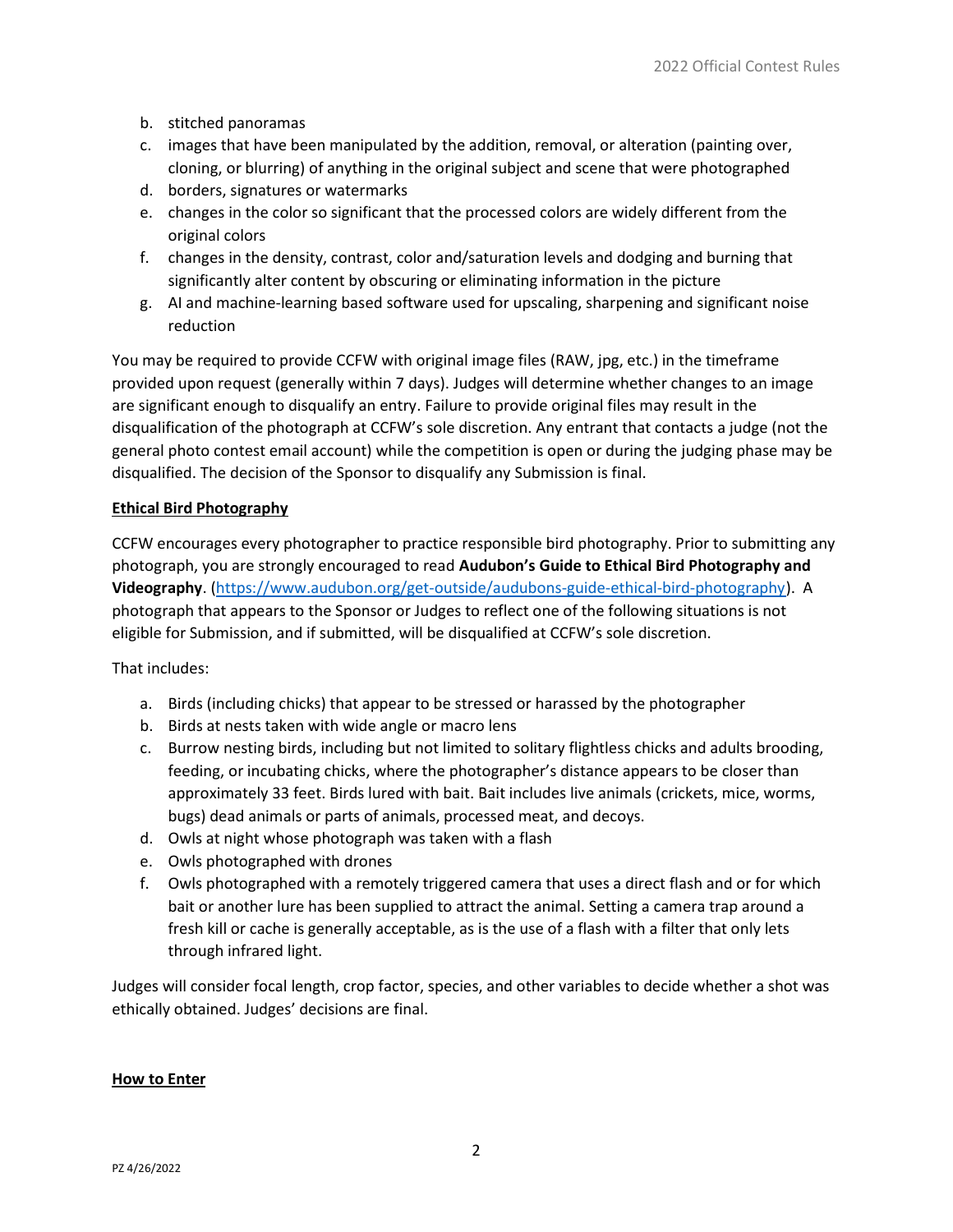b. stitched panoramas
c. images that have been manipulated by the addition, removal, or alteration (painting over, cloning, or blurring) of anything in the original subject and scene that were photographed
d. borders, signatures or watermarks
e. changes in the color so significant that the processed colors are widely different from the original colors
f. changes in the density, contrast, color and/saturation levels and dodging and burning that significantly alter content by obscuring or eliminating information in the picture
g. AI and machine-learning based software used for upscaling, sharpening and significant noise reduction

You may be required to provide CCFW with original image files (RAW, jpg, etc.) in the timeframe provided upon request (generally within 7 days). Judges will determine whether changes to an image are significant enough to disqualify an entry. Failure to provide original files may result in the disqualification of the photograph at CCFW's sole discretion. Any entrant that contacts a judge (not the general photo contest email account) while the competition is open or during the judging phase may be disqualified. The decision of the Sponsor to disqualify any Submission is final.

**Ethical Bird Photography**

CCFW encourages every photographer to practice responsible bird photography. Prior to submitting any photograph, you are strongly encouraged to read **Audubon's Guide to Ethical Bird Photography and Videography**. (https://www.audubon.org/get-outside/audubons-guide-ethical-bird-photography). A photograph that appears to the Sponsor or Judges to reflect one of the following situations is not eligible for Submission, and if submitted, will be disqualified at CCFW's sole discretion.

That includes:

a. Birds (including chicks) that appear to be stressed or harassed by the photographer
b. Birds at nests taken with wide angle or macro lens
c. Burrow nesting birds, including but not limited to solitary flightless chicks and adults brooding, feeding, or incubating chicks, where the photographer's distance appears to be closer than approximately 33 feet. Birds lured with bait. Bait includes live animals (crickets, mice, worms, bugs) dead animals or parts of animals, processed meat, and decoys.
d. Owls at night whose photograph was taken with a flash
e. Owls photographed with drones
f. Owls photographed with a remotely triggered camera that uses a direct flash and or for which bait or another lure has been supplied to attract the animal. Setting a camera trap around a fresh kill or cache is generally acceptable, as is the use of a flash with a filter that only lets through infrared light.

Judges will consider focal length, crop factor, species, and other variables to decide whether a shot was ethically obtained. Judges' decisions are final.

**How to Enter**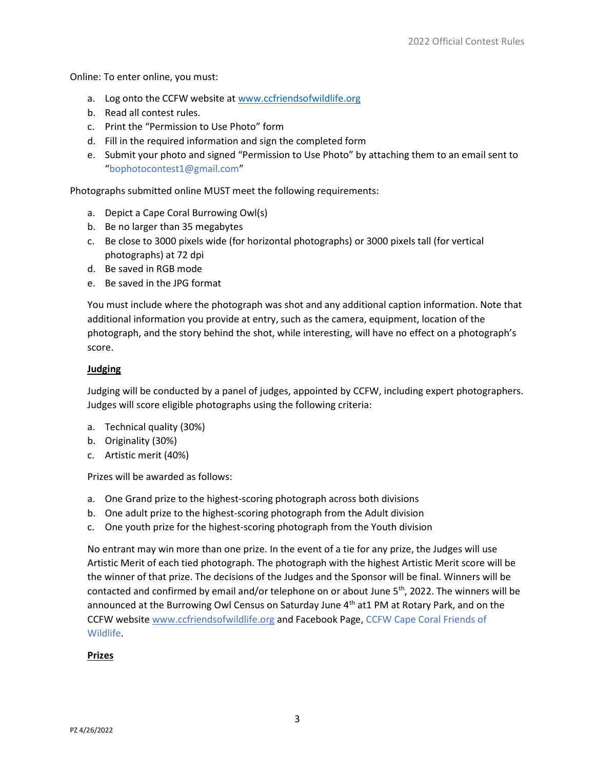Online: To enter online, you must:

a. Log onto the CCFW website at www.ccfriendsofwildlife.org
b. Read all contest rules.
c. Print the "Permission to Use Photo" form
d. Fill in the required information and sign the completed form
e. Submit your photo and signed "Permission to Use Photo" by attaching them to an email sent to "bophotocontest1@gmail.com"

Photographs submitted online MUST meet the following requirements:

a. Depict a Cape Coral Burrowing Owl(s)
b. Be no larger than 35 megabytes
c. Be close to 3000 pixels wide (for horizontal photographs) or 3000 pixels tall (for vertical photographs) at 72 dpi
d. Be saved in RGB mode
e. Be saved in the JPG format

You must include where the photograph was shot and any additional caption information. Note that additional information you provide at entry, such as the camera, equipment, location of the photograph, and the story behind the shot, while interesting, will have no effect on a photograph's score.

## Judging

Judging will be conducted by a panel of judges, appointed by CCFW, including expert photographers. Judges will score eligible photographs using the following criteria:

a. Technical quality (30%)
b. Originality (30%)
c. Artistic merit (40%)

Prizes will be awarded as follows:

a. One Grand prize to the highest-scoring photograph across both divisions
b. One adult prize to the highest-scoring photograph from the Adult division
c. One youth prize for the highest-scoring photograph from the Youth division

No entrant may win more than one prize. In the event of a tie for any prize, the Judges will use Artistic Merit of each tied photograph. The photograph with the highest Artistic score will be the winner of that prize. The decisions of the Judges and the Sponsor will be final. Winners will be contacted and confirmed by email and/or telephone on or about June 5th, 2022. The winners will be announced at the Burrowing Owl Census on Saturday June 4th at1 PM at Rotary Park, and on the CCFW website www.ccfriendsofwildlife.org and Facebook Page, CCFW Cape Coral Friends of Wildlife.

## Prizes

PZ 4/26/2022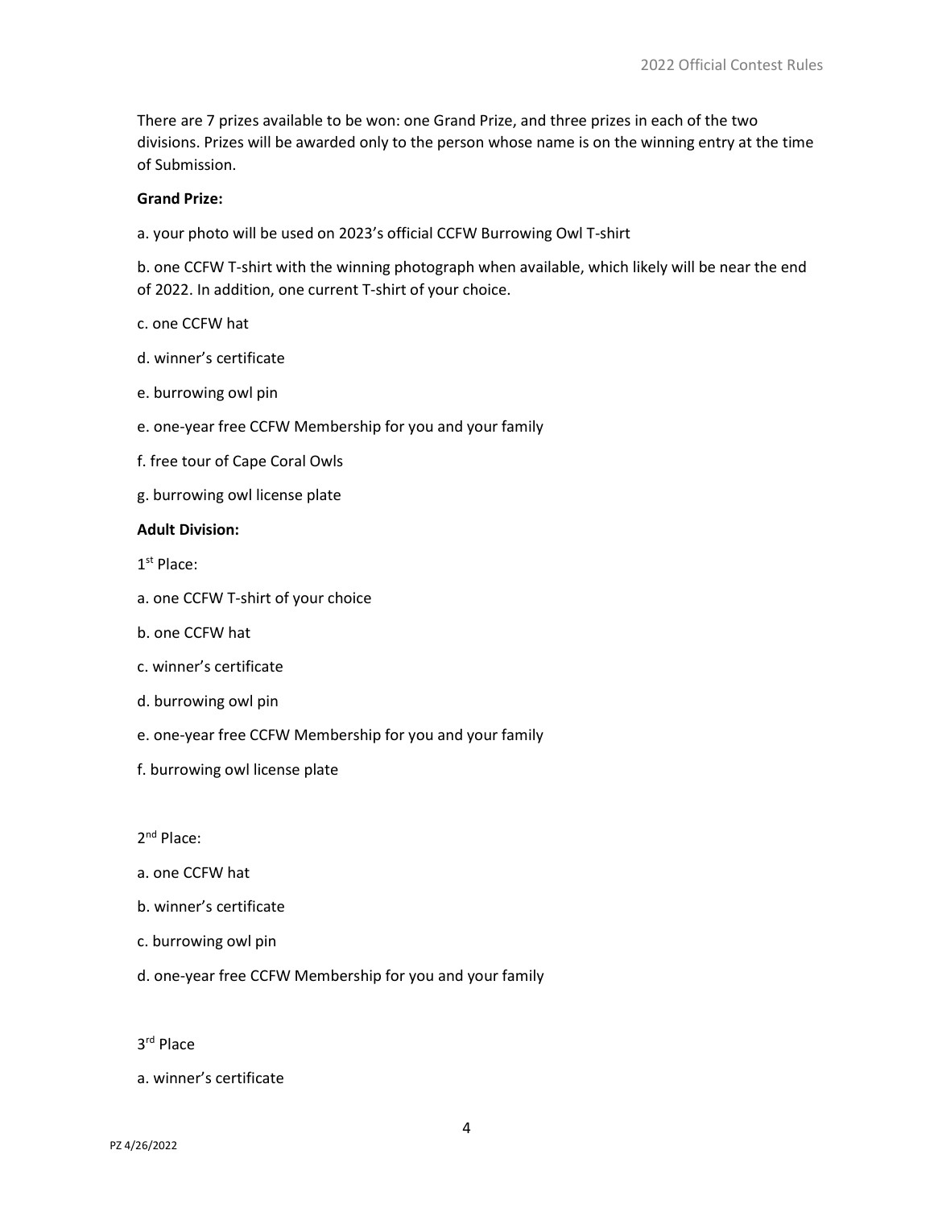There are 7 prizes available to be won: one Grand Prize, and three prizes in each of the two divisions. Prizes will be awarded only to the person whose name is on the winning entry at the time of Submission.

**Grand Prize:**

a. your photo will be used on 2023's official CCFW Burrowing Owl T-shirt

b. one CCFW T-shirt with the winning photograph when available, which likely will be near the end of 2022. In addition, one current T-shirt of your choice.

c. one CCFW hat

d. winner's certificate

e. burrowing owl pin

e. one-year free CCFW Membership for you and your family

f. free tour of Cape Coral Owls

g. burrowing owl license plate

**Adult Division:**

1st Place:

a. one CCFW T-shirt of your choice

b. one CCFW hat

c. winner's certificate

d. burrowing owl pin

e. one-year free CCFW Membership for you and your family

f. burrowing owl license plate

2nd Place:

a. one CCFW hat

b. winner's certificate

c. burrowing owl pin

d. one-year free CCFW Membership for you and your family

3rd Place

a. winner's certificate

PZ 4/26/2022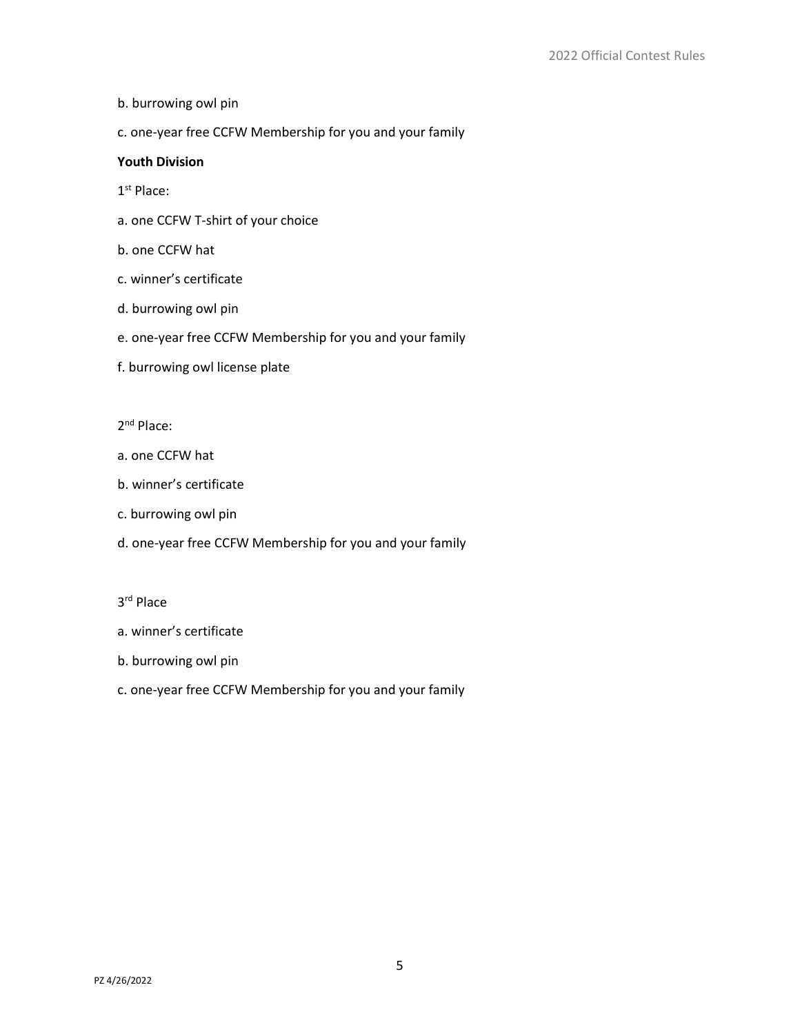b. burrowing owl pin

c. one-year free CCFW Membership for you and your family

**Youth Division**

1st Place:

a. one CCFW T-shirt of your choice

b. one CCFW hat

c. winner's certificate

d. burrowing owl pin

e. one-year free CCFW Membership for you and your family

f. burrowing owl license plate

2nd Place:

a. one CCFW hat

b. winner's certificate

c. burrowing owl pin

d. one-year free CCFW Membership for you and your family

3rd Place

a. winner's certificate

b. burrowing owl pin

c. one-year free CCFW Membership for you and your family